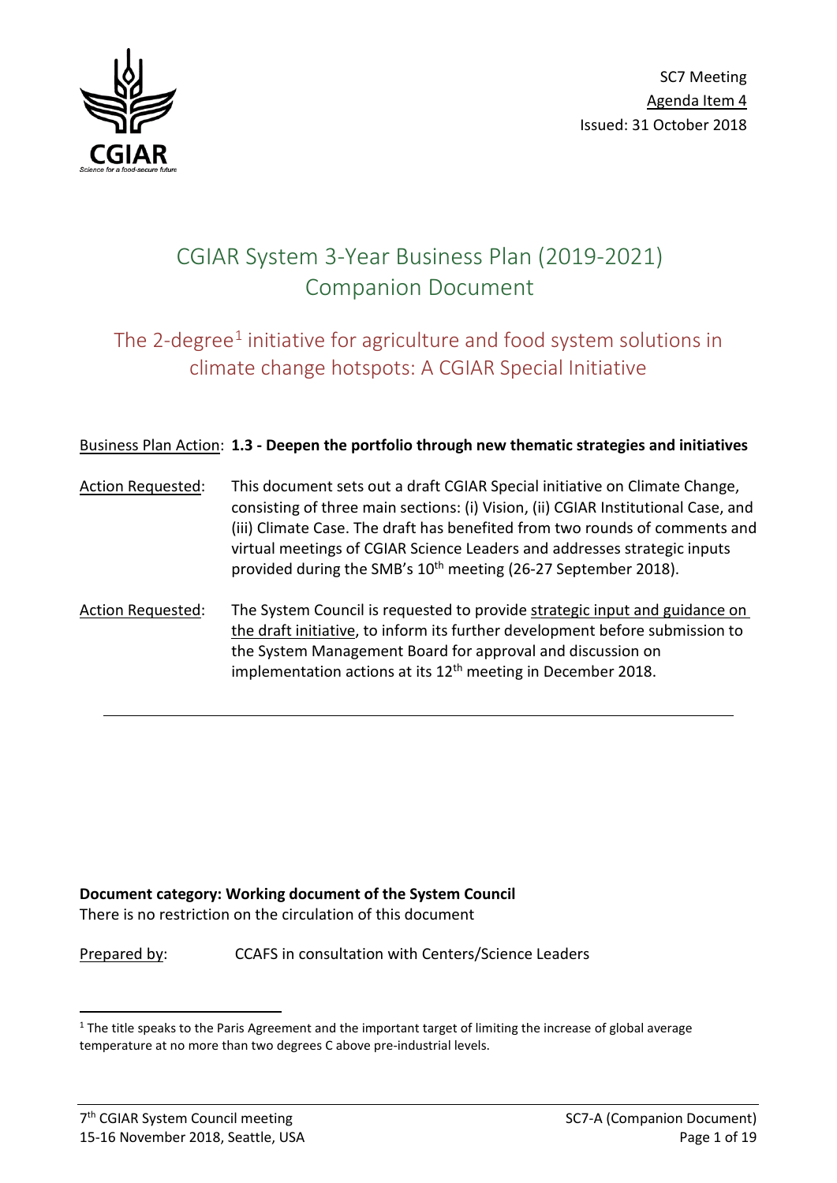SC7 Meeting
Agenda Item 4
Issued: 31 October 2018

# CGIAR System 3-Year Business Plan (2019-2021) Companion Document

## The 2-degree[1] initiative for agriculture and food system solutions in climate change hotspots: A CGIAR Special Initiative

Business Plan Action: **1.3 - Deepen the portfolio through new thematic strategies and initiatives**

Action Requested: This document sets out a draft CGIAR Special initiative on Climate Change, consisting of three main sections: (i) Vision, (ii) CGIAR Institutional Case, and (iii) Climate Case. The draft has benefited from two rounds of comments and virtual meetings of CGIAR Science Leaders and addresses strategic inputs provided during the SMB's 10th meeting (26-27 September 2018).

Action Requested: The System Council is requested to provide strategic input and guidance on the draft initiative, to inform its further development before submission to the System Management Board for approval and discussion on implementation actions at its 12th meeting in December 2018.

---

**Document category: Working document of the System Council**
There is no restriction on the circulation of this document

Prepared by: CCAFS in consultation with Centers/Science Leaders

[1] The title speaks to the Paris Agreement and the important target of limiting the increase of global average temperature at no more than two degrees C above pre-industrial levels.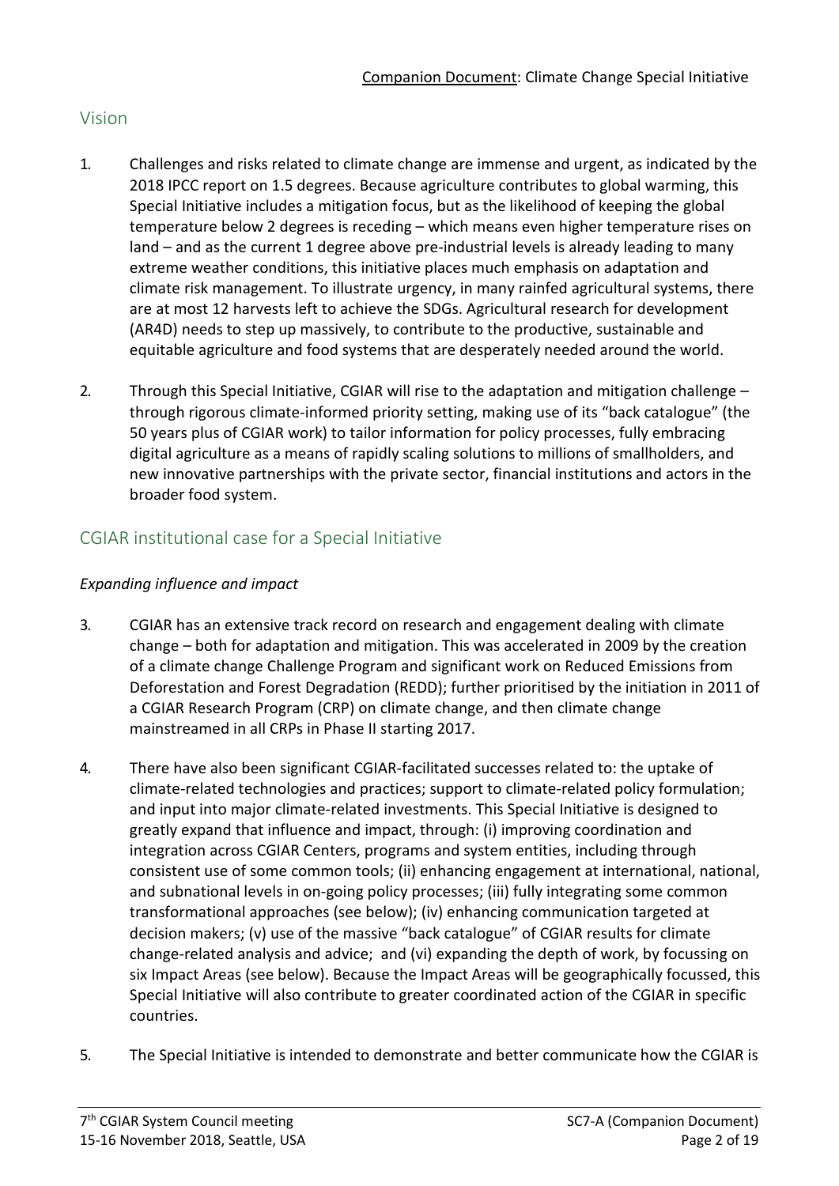## Vision

1. Challenges and risks related to climate change are immense and urgent, as indicated by the 2018 IPCC report on 1.5 degrees. Because agriculture contributes to global warming, this Special Initiative includes a mitigation focus, but as the likelihood of keeping the global temperature below 2 degrees is receding – which means even higher temperature rises on land – and as the current 1 degree above pre-industrial levels is already leading to many extreme weather conditions, this initiative places much emphasis on adaptation and climate risk management. To illustrate urgency, in many rainfed agricultural systems, there are at most 12 harvests left to achieve the SDGs. Agricultural research for development (AR4D) needs to step up massively, to contribute to the productive, sustainable and equitable agriculture and food systems that are desperately needed around the world.

2. Through this Special Initiative, CGIAR will rise to the adaptation and mitigation challenge – through rigorous climate-informed priority setting, making use of its "back catalogue" (the 50 years plus of CGIAR work) to tailor information for policy processes, fully embracing digital agriculture as a means of rapidly scaling solutions to millions of smallholders, and new innovative partnerships with the private sector, financial institutions and actors in the broader food system.

## CGIAR institutional case for a Special Initiative

*Expanding influence and impact*

3. CGIAR has an extensive track record on research and engagement dealing with climate change – both for adaptation and mitigation. This was accelerated in 2009 by the creation of a climate change Challenge Program and significant work on Reduced Emissions from Deforestation and Forest Degradation (REDD); further prioritised by the initiation in 2011 of a CGIAR Research Program (CRP) on climate change, and then climate change mainstreamed in all CRPs in Phase II starting 2017.

4. There have also been significant CGIAR-facilitated successes related to: the uptake of climate-related technologies and practices; support to climate-related policy formulation; and input into major climate-related investments. This Special Initiative is designed to greatly expand that influence and impact, through: (i) improving coordination and integration across CGIAR Centers, programs and system entities, including through consistent use of some common tools; (ii) enhancing engagement at international, national, and subnational levels in on-going policy processes; (iii) fully integrating some common transformational approaches (see below); (iv) enhancing communication targeted at decision makers; (v) use of the massive "back catalogue" of CGIAR results for climate change-related analysis and advice; and (vi) expanding the depth of work, by focussing on six Impact Areas (see below). Because the Impact Areas will be geographically focussed, this Special Initiative will also contribute to greater coordinated action of the CGIAR in specific countries.

5. The Special Initiative is intended to demonstrate and better communicate how the CGIAR is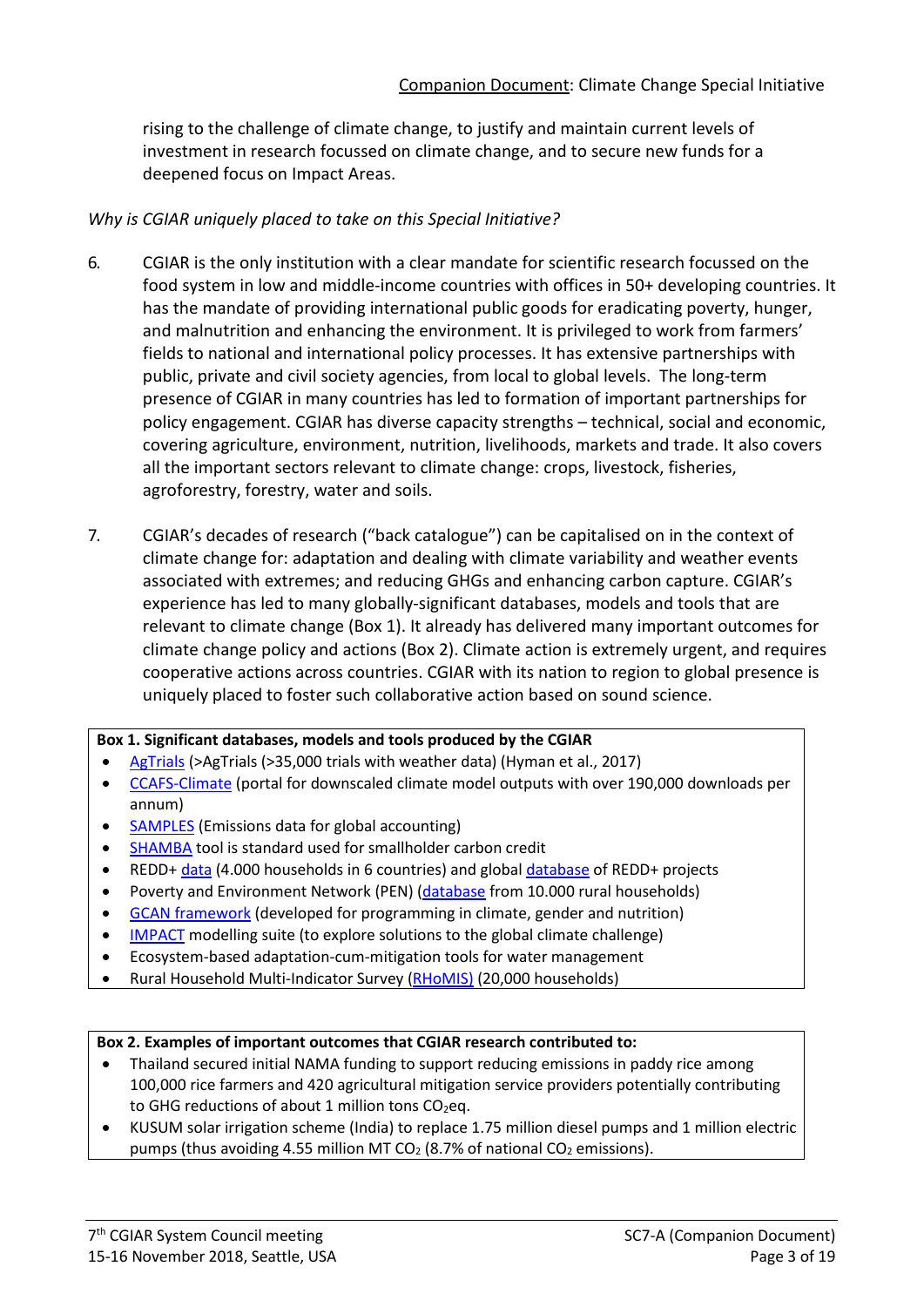rising to the challenge of climate change, to justify and maintain current levels of investment in research focussed on climate change, and to secure new funds for a deepened focus on Impact Areas.

*Why is CGIAR uniquely placed to take on this Special Initiative?*

6. CGIAR is the only institution with a clear mandate for scientific research focussed on the food system in low and middle-income countries with offices in 50+ developing countries. It has the mandate of providing international public goods for eradicating poverty, hunger, and malnutrition and enhancing the environment. It is privileged to work from farmers' fields to national and international policy processes. It has extensive partnerships with public, private and civil society agencies, from local to global levels. The long-term presence of CGIAR in many countries has led to formation of important partnerships for policy engagement. CGIAR has diverse capacity strengths – technical, social and economic, covering agriculture, environment, nutrition, livelihoods, markets and trade. It also covers all the important sectors relevant to climate change: crops, livestock, fisheries, agroforestry, forestry, water and soils.

7. CGIAR's decades of research ("back catalogue") can be capitalised on in the context of climate change for: adaptation and dealing with climate variability and weather events associated with extremes; and reducing GHGs and enhancing carbon capture. CGIAR's experience has led to many globally-significant databases, models and tools that are relevant to climate change (Box 1). It already has delivered many important outcomes for climate change policy and actions (Box 2). Climate action is extremely urgent, and requires cooperative actions across countries. CGIAR with its nation to region to global presence is uniquely placed to foster such collaborative action based on sound science.

**Box 1. Significant databases, models and tools produced by the CGIAR**

- AgTrials (>AgTrials (>35,000 trials with weather data) (Hyman et al., 2017)
- CCAFS-Climate (portal for downscaled climate model outputs with over 190,000 downloads per annum)
- SAMPLES (Emissions data for global accounting)
- SHAMBA tool is standard used for smallholder carbon credit
- REDD+ data (4.000 households in 6 countries) and global database of REDD+ projects
- Poverty and Environment Network (PEN) (database from 10.000 rural households)
- GCAN framework (developed for programming in climate, gender and nutrition)
- IMPACT modelling suite (to explore solutions to the global climate challenge)
- Ecosystem-based adaptation-cum-mitigation tools for water management
- Rural Household Multi-Indicator Survey (RHoMIS) (20,000 households)

**Box 2. Examples of important outcomes that CGIAR research contributed to:**

- Thailand secured initial NAMA funding to support reducing emissions in paddy rice among 100,000 rice farmers and 420 agricultural mitigation service providers potentially contributing to GHG reductions of about 1 million tons $CO_2$eq.
- KUSUM solar irrigation scheme (India) to replace 1.75 million diesel pumps and 1 million electric pumps (thus avoiding 4.55 million MT $CO_2$ (8.7% of national $CO_2$ emissions).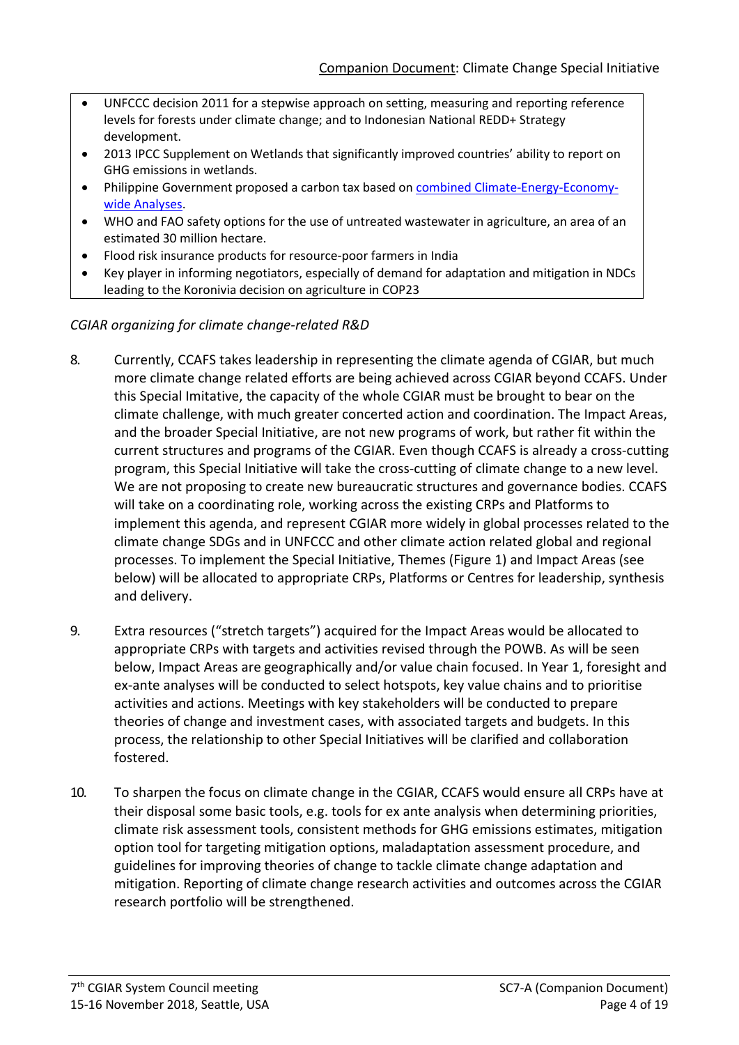- UNFCCC decision 2011 for a stepwise approach on setting, measuring and reporting reference levels for forests under climate change; and to Indonesian National REDD+ Strategy development.
- 2013 IPCC Supplement on Wetlands that significantly improved countries' ability to report on GHG emissions in wetlands.
- Philippine Government proposed a carbon tax based on combined Climate-Energy-Economy-wide Analyses.
- WHO and FAO safety options for the use of untreated wastewater in agriculture, an area of an estimated 30 million hectare.
- Flood risk insurance products for resource-poor farmers in India
- Key player in informing negotiators, especially of demand for adaptation and mitigation in NDCs leading to the Koronivia decision on agriculture in COP23

*CGIAR organizing for climate change-related R&D*

8. Currently, CCAFS takes leadership in representing the climate agenda of CGIAR, but much more climate change related efforts are being achieved across CGIAR beyond CCAFS. Under this Special Imitative, the capacity of the whole CGIAR must be brought to bear on the climate challenge, with much greater concerted action and coordination. The Impact Areas, and the broader Special Initiative, are not new programs of work, but rather fit within the current structures and programs of the CGIAR. Even though CCAFS is already a cross-cutting program, this Special Initiative will take the cross-cutting of climate change to a new level. We are not proposing to create new bureaucratic structures and governance bodies. CCAFS will take on a coordinating role, working across the existing CRPs and Platforms to implement this agenda, and represent CGIAR more widely in global processes related to the climate change SDGs and in UNFCCC and other climate action related global and regional processes. To implement the Special Initiative, Themes (Figure 1) and Impact Areas (see below) will be allocated to appropriate CRPs, Platforms or Centres for leadership, synthesis and delivery.

9. Extra resources ("stretch targets") acquired for the Impact Areas would be allocated to appropriate CRPs with targets and activities revised through the POWB. As will be seen below, Impact Areas are geographically and/or value chain focused. In Year 1, foresight and ex-ante analyses will be conducted to select hotspots, key value chains and to prioritise activities and actions. Meetings with key stakeholders will be conducted to prepare theories of change and investment cases, with associated targets and budgets. In this process, the relationship to other Special Initiatives will be clarified and collaboration fostered.

10. To sharpen the focus on climate change in the CGIAR, CCAFS would ensure all CRPs have at their disposal some basic tools, e.g. tools for ex ante analysis when determining priorities, climate risk assessment tools, consistent methods for GHG emissions estimates, mitigation option tool for targeting mitigation options, maladaptation assessment procedure, and guidelines for improving theories of change to tackle climate change adaptation and mitigation. Reporting of climate change research activities and outcomes across the CGIAR research portfolio will be strengthened.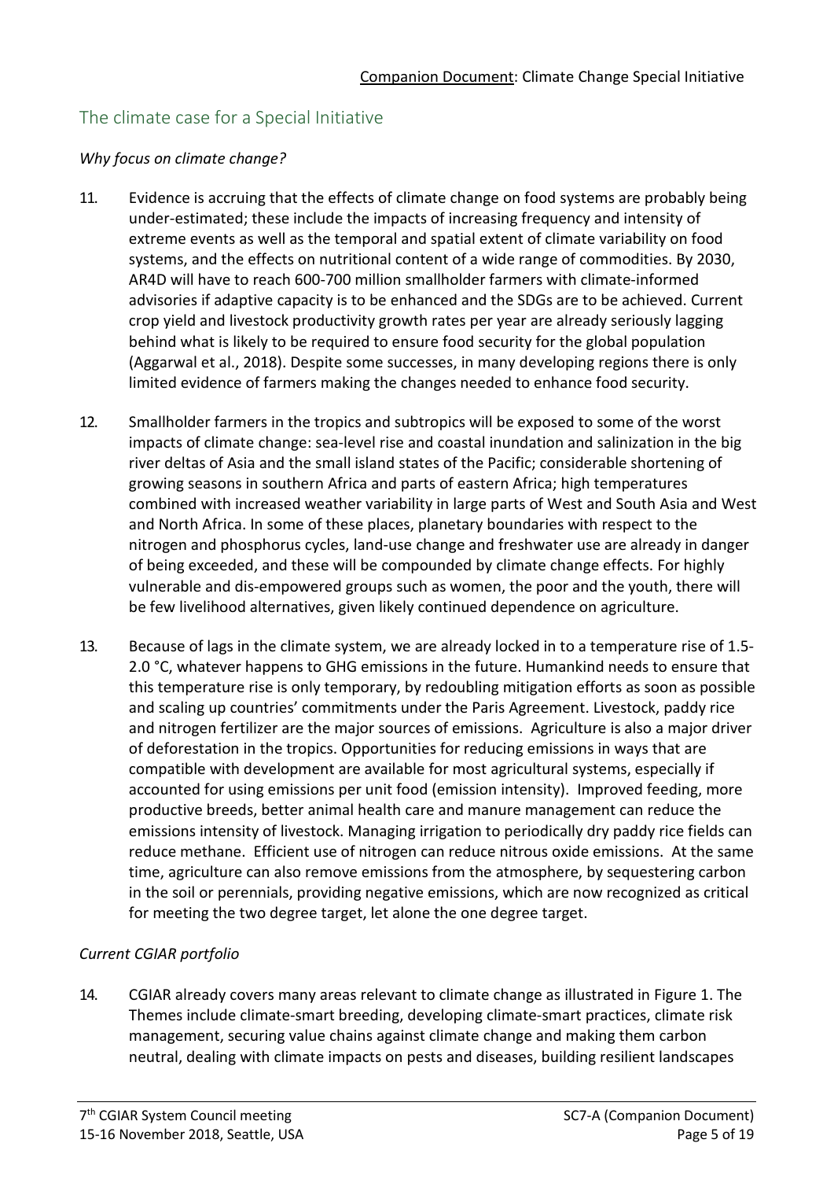## The climate case for a Special Initiative

*Why focus on climate change?*

11. Evidence is accruing that the effects of climate change on food systems are probably being under-estimated; these include the impacts of increasing frequency and intensity of extreme events as well as the temporal and spatial extent of climate variability on food systems, and the effects on nutritional content of a wide range of commodities. By 2030, AR4D will have to reach 600-700 million smallholder farmers with climate-informed advisories if adaptive capacity is to be enhanced and the SDGs are to be achieved. Current crop yield and livestock productivity growth rates per year are already seriously lagging behind what is likely to be required to ensure food security for the global population (Aggarwal et al., 2018). Despite some successes, in many developing regions there is only limited evidence of farmers making the changes needed to enhance food security.

12. Smallholder farmers in the tropics and subtropics will be exposed to some of the worst impacts of climate change: sea-level rise and coastal inundation and salinization in the big river deltas of Asia and the small island states of the Pacific; considerable shortening of growing seasons in southern Africa and parts of eastern Africa; high temperatures combined with increased weather variability in large parts of West and South Asia and West and North Africa. In some of these places, planetary boundaries with respect to the nitrogen and phosphorus cycles, land-use change and freshwater use are already in danger of being exceeded, and these will be compounded by climate change effects. For highly vulnerable and dis-empowered groups such as women, the poor and the youth, there will be few livelihood alternatives, given likely continued dependence on agriculture.

13. Because of lags in the climate system, we are already locked in to a temperature rise of 1.5-2.0 °C, whatever happens to GHG emissions in the future. Humankind needs to ensure that this temperature rise is only temporary, by redoubling mitigation efforts as soon as possible and scaling up countries' commitments under the Paris Agreement. Livestock, paddy rice and nitrogen fertilizer are the major sources of emissions. Agriculture is also a major driver of deforestation in the tropics. Opportunities for reducing emissions in ways that are compatible with development are available for most agricultural systems, especially if accounted for using emissions per unit food (emission intensity). Improved feeding, more productive breeds, better animal health care and manure management can reduce the emissions intensity of livestock. Managing irrigation to periodically dry paddy rice fields can reduce methane. Efficient use of nitrogen can reduce nitrous oxide emissions. At the same time, agriculture can also remove emissions from the atmosphere, by sequestering carbon in the soil or perennials, providing negative emissions, which are now recognized as critical for meeting the two degree target, let alone the one degree target.

*Current CGIAR portfolio*

14. CGIAR already covers many areas relevant to climate change as illustrated in Figure 1. The Themes include climate-smart breeding, developing climate-smart practices, climate risk management, securing value chains against climate change and making them carbon neutral, dealing with climate impacts on pests and diseases, building resilient landscapes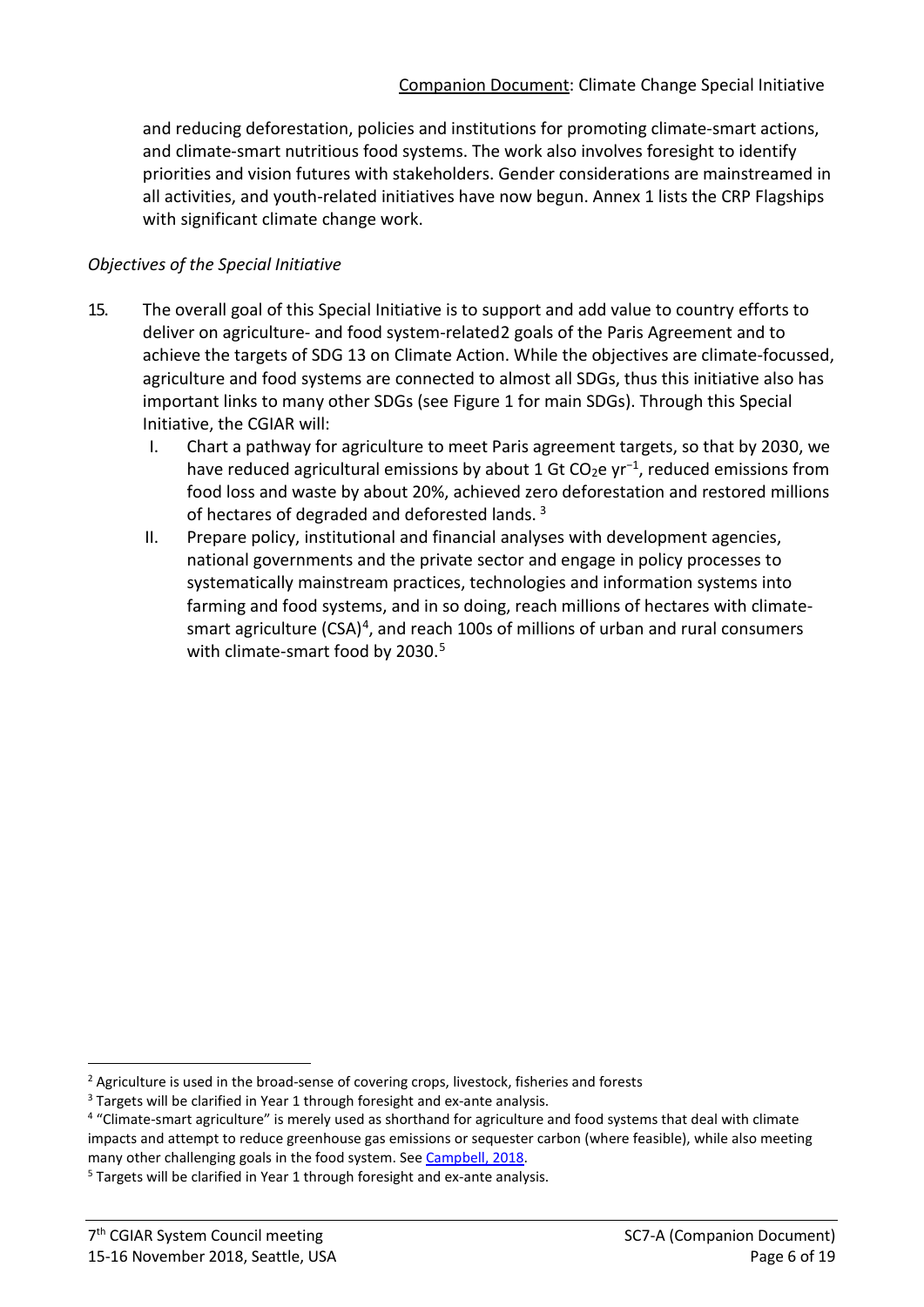and reducing deforestation, policies and institutions for promoting climate-smart actions, and climate-smart nutritious food systems. The work also involves foresight to identify priorities and vision futures with stakeholders. Gender considerations are mainstreamed in all activities, and youth-related initiatives have now begun. Annex 1 lists the CRP Flagships with significant climate change work.

*Objectives of the Special Initiative*

15. The overall goal of this Special Initiative is to support and add value to country efforts to deliver on agriculture- and food system-related[2] goals of the Paris Agreement and to achieve the targets of SDG 13 on Climate Action. While the objectives are climate-focussed, agriculture and food systems are connected to almost all SDGs, thus this initiative also has important links to many other SDGs (see Figure 1 for main SDGs). Through this Special Initiative, the CGIAR will:
    I. Chart a pathway for agriculture to meet Paris agreement targets, so that by 2030, we have reduced agricultural emissions by about 1 Gt $CO_2e$ $yr^{-1}$, reduced emissions from food loss and waste by about 20%, achieved zero deforestation and restored millions of hectares of degraded and deforested lands. [3]
    II. Prepare policy, institutional and financial analyses with development agencies, national governments and the private sector and engage in policy processes to systematically mainstream practices, technologies and information systems into farming and food systems, and in so doing, reach millions of hectares with climate-smart agriculture (CSA)[4], and reach 100s of millions of urban and rural consumers with climate-smart food by 2030.[5]

---

[2] Agriculture is used in the broad-sense of covering crops, livestock, fisheries and forests

[3] Targets will be clarified in Year 1 through foresight and ex-ante analysis.

[4] "Climate-smart agriculture" is merely used as shorthand for agriculture and food systems that deal with climate impacts and attempt to reduce greenhouse gas emissions or sequester carbon (where feasible), while also meeting many other challenging goals in the food system. See Campbell, 2018.

[5] Targets will be clarified in Year 1 through foresight and ex-ante analysis.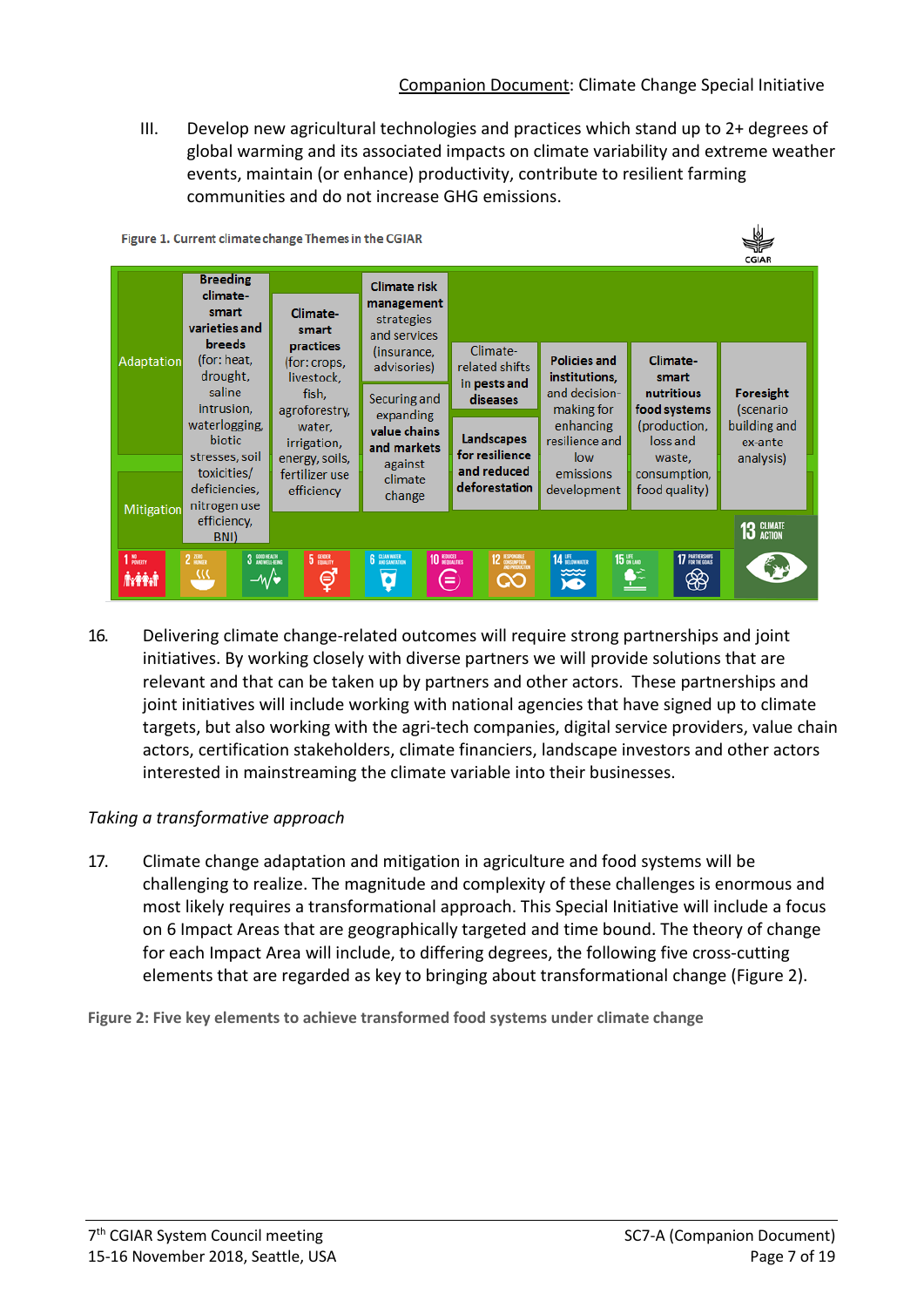III. Develop new agricultural technologies and practices which stand up to 2+ degrees of global warming and its associated impacts on climate variability and extreme weather events, maintain (or enhance) productivity, contribute to resilient farming communities and do not increase GHG emissions.

Figure 1. Current climate change Themes in the CGIAR

| | | | | | | | | |
|---|---|---|---|---|---|---|---|---|
| Adaptation / Mitigation | **Breeding climate-smart varieties and breeds** (for: heat, drought, saline intrusion, waterlogging, biotic stresses, soil toxicities/ deficiencies, nitrogen use efficiency, BNI) | **Climate-smart practices** (for: crops, livestock, fish, agroforestry, water, irrigation, energy, soils, fertilizer use efficiency | **Climate risk management** strategies and services (insurance, advisories) / Securing and expanding **value chains and markets** against climate change | Climate-related shifts **in pests and diseases** / **Landscapes for resilience and reduced deforestation** | **Policies and institutions,** and decision-making for enhancing resilience and low emissions development | **Climate-smart nutritious food systems** (production, loss and waste, consumption, food quality) | **Foresight** (scenario building and ex-ante analysis) | |

SDGs: 1 No Poverty, 2 Zero Hunger, 3 Good Health and Well-being, 5 Gender Equality, 6 Clean Water and Sanitation, 10 Reduced Inequalities, 12 Responsible Consumption and Production, 14 Life Below Water, 15 Life on Land, 17 Partnerships for the Goals, 13 Climate Action

16. Delivering climate change-related outcomes will require strong partnerships and joint initiatives. By working closely with diverse partners we will provide solutions that are relevant and that can be taken up by partners and other actors. These partnerships and joint initiatives will include working with national agencies that have signed up to climate targets, but also working with the agri-tech companies, digital service providers, value chain actors, certification stakeholders, climate financiers, landscape investors and other actors interested in mainstreaming the climate variable into their businesses.

*Taking a transformative approach*

17. Climate change adaptation and mitigation in agriculture and food systems will be challenging to realize. The magnitude and complexity of these challenges is enormous and most likely requires a transformational approach. This Special Initiative will include a focus on 6 Impact Areas that are geographically targeted and time bound. The theory of change for each Impact Area will include, to differing degrees, the following five cross-cutting elements that are regarded as key to bringing about transformational change (Figure 2).

**Figure 2: Five key elements to achieve transformed food systems under climate change**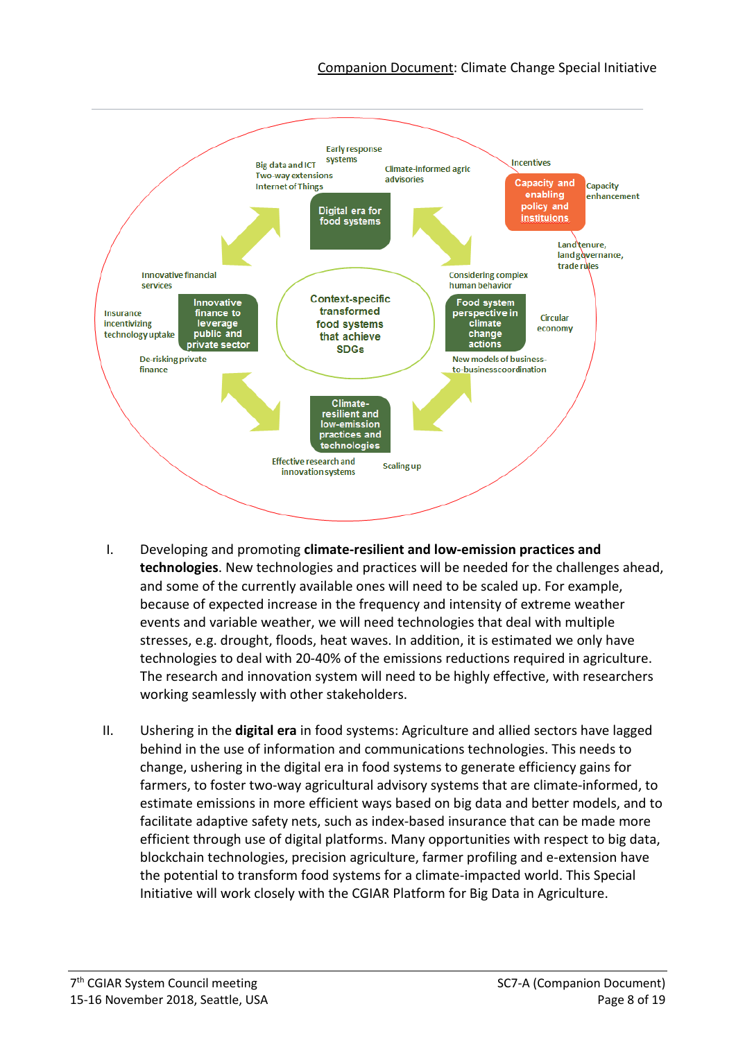I. Developing and promoting **climate-resilient and low-emission practices and technologies**. New technologies and practices will be needed for the challenges ahead, and some of the currently available ones will need to be scaled up. For example, because of expected increase in the frequency and intensity of extreme weather events and variable weather, we will need technologies that deal with multiple stresses, e.g. drought, floods, heat waves. In addition, it is estimated we only have technologies to deal with 20-40% of the emissions reductions required in agriculture. The research and innovation system will need to be highly effective, with researchers working seamlessly with other stakeholders.

II. Ushering in the **digital era** in food systems: Agriculture and allied sectors have lagged behind in the use of information and communications technologies. This needs to change, ushering in the digital era in food systems to generate efficiency gains for farmers, to foster two-way agricultural advisory systems that are climate-informed, to estimate emissions in more efficient ways based on big data and better models, and to facilitate adaptive safety nets, such as index-based insurance that can be made more efficient through use of digital platforms. Many opportunities with respect to big data, blockchain technologies, precision agriculture, farmer profiling and e-extension have the potential to transform food systems for a climate-impacted world. This Special Initiative will work closely with the CGIAR Platform for Big Data in Agriculture.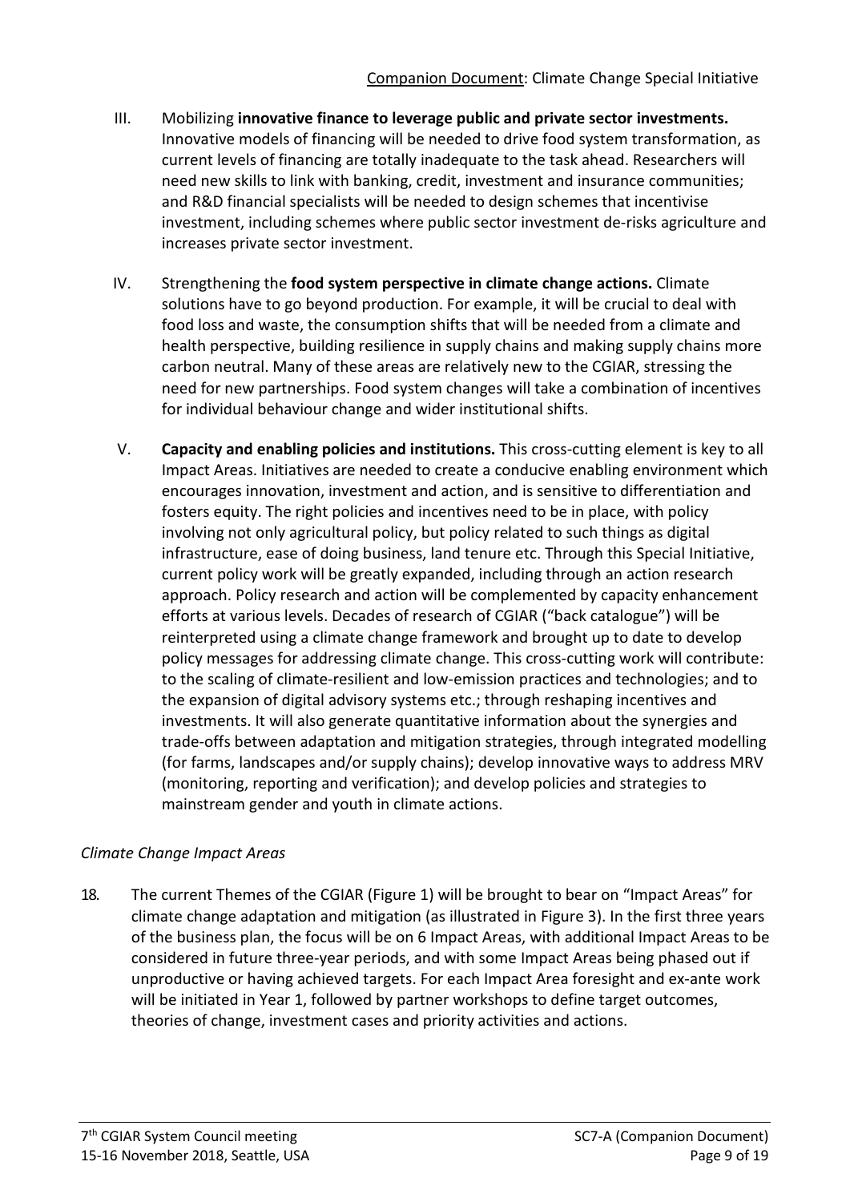III. Mobilizing **innovative finance to leverage public and private sector investments.** Innovative models of financing will be needed to drive food system transformation, as current levels of financing are totally inadequate to the task ahead. Researchers will need new skills to link with banking, credit, investment and insurance communities; and R&D financial specialists will be needed to design schemes that incentivise investment, including schemes where public sector investment de-risks agriculture and increases private sector investment.

IV. Strengthening the **food system perspective in climate change actions.** Climate solutions have to go beyond production. For example, it will be crucial to deal with food loss and waste, the consumption shifts that will be needed from a climate and health perspective, building resilience in supply chains and making supply chains more carbon neutral. Many of these areas are relatively new to the CGIAR, stressing the need for new partnerships. Food system changes will take a combination of incentives for individual behaviour change and wider institutional shifts.

V. **Capacity and enabling policies and institutions.** This cross-cutting element is key to all Impact Areas. Initiatives are needed to create a conducive enabling environment which encourages innovation, investment and action, and is sensitive to differentiation and fosters equity. The right policies and incentives need to be in place, with policy involving not only agricultural policy, but policy related to such things as digital infrastructure, ease of doing business, land tenure etc. Through this Special Initiative, current policy work will be greatly expanded, including through an action research approach. Policy research and action will be complemented by capacity enhancement efforts at various levels. Decades of research of CGIAR ("back catalogue") will be reinterpreted using a climate change framework and brought up to date to develop policy messages for addressing climate change. This cross-cutting work will contribute: to the scaling of climate-resilient and low-emission practices and technologies; and to the expansion of digital advisory systems etc.; through reshaping incentives and investments. It will also generate quantitative information about the synergies and trade-offs between adaptation and mitigation strategies, through integrated modelling (for farms, landscapes and/or supply chains); develop innovative ways to address MRV (monitoring, reporting and verification); and develop policies and strategies to mainstream gender and youth in climate actions.

*Climate Change Impact Areas*

18. The current Themes of the CGIAR (Figure 1) will be brought to bear on "Impact Areas" for climate change adaptation and mitigation (as illustrated in Figure 3). In the first three years of the business plan, the focus will be on 6 Impact Areas, with additional Impact Areas to be considered in future three-year periods, and with some Impact Areas being phased out if unproductive or having achieved targets. For each Impact Area foresight and ex-ante work will be initiated in Year 1, followed by partner workshops to define target outcomes, theories of change, investment cases and priority activities and actions.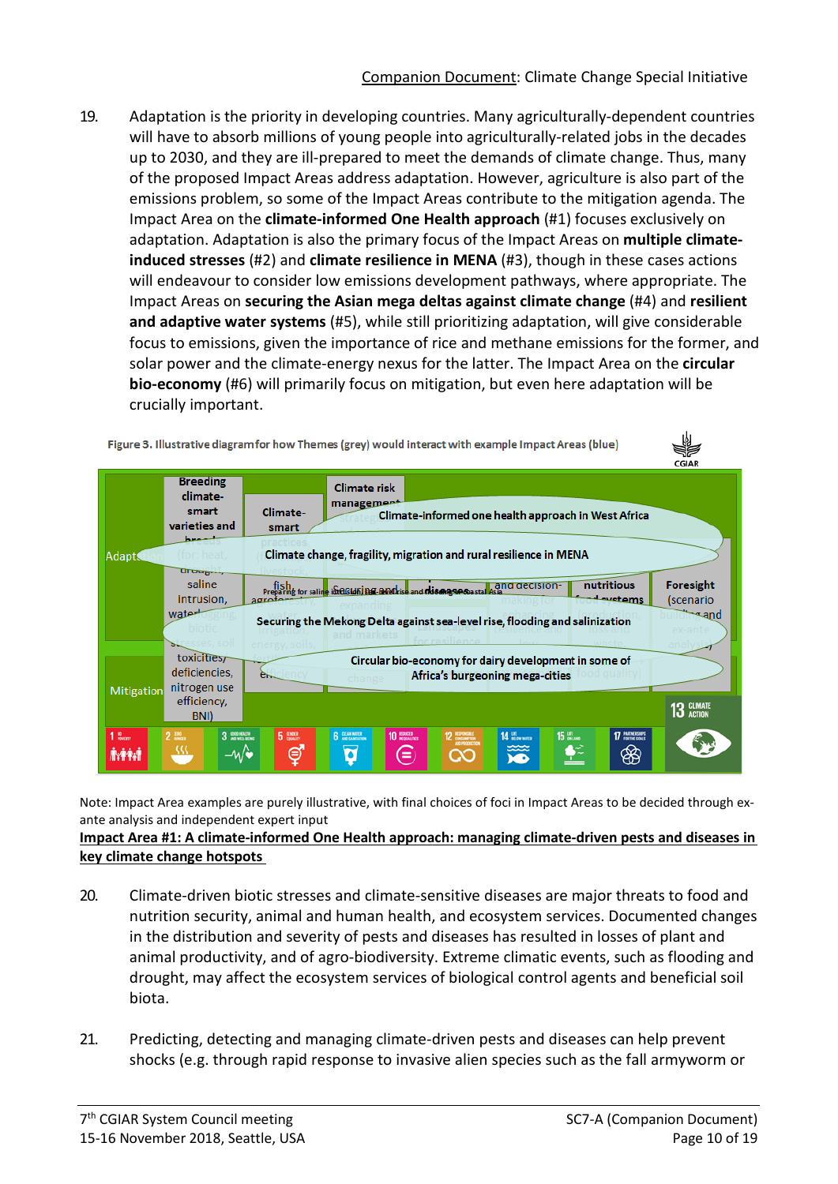19. Adaptation is the priority in developing countries. Many agriculturally-dependent countries will have to absorb millions of young people into agriculturally-related jobs in the decades up to 2030, and they are ill-prepared to meet the demands of climate change. Thus, many of the proposed Impact Areas address adaptation. However, agriculture is also part of the emissions problem, so some of the Impact Areas contribute to the mitigation agenda. The Impact Area on the **climate-informed One Health approach** (#1) focuses exclusively on adaptation. Adaptation is also the primary focus of the Impact Areas on **multiple climate-induced stresses** (#2) and **climate resilience in MENA** (#3), though in these cases actions will endeavour to consider low emissions development pathways, where appropriate. The Impact Areas on **securing the Asian mega deltas against climate change** (#4) and **resilient and adaptive water systems** (#5), while still prioritizing adaptation, will give considerable focus to emissions, given the importance of rice and methane emissions for the former, and solar power and the climate-energy nexus for the latter. The Impact Area on the **circular bio-economy** (#6) will primarily focus on mitigation, but even here adaptation will be crucially important.

Figure 3. Illustrative diagram for how Themes (grey) would interact with example Impact Areas (blue)

Adaptation | Mitigation

Themes (grey): Breeding climate-smart varieties and breeds (for heat, drought, saline intrusion, waterlogging, biotic stresses, soil toxicities/deficiencies, nitrogen use efficiency, BNI); Climate-smart practices (fish, livestock, agroforestry, water, irrigation, energy, soils, efficiency); Climate risk management strategies (expanding inputs and markets for resilience, change); Securing and ... decision-making for ...; ... nutritious food systems (...loss and ... food quality); Foresight (scenario building and ex-ante analysis)

Impact Areas (blue): Climate-informed one health approach in West Africa; Climate change, fragility, migration and rural resilience in MENA; Preparing for saline intrusion, sea-level rise and flooding in coastal Asia; Securing the Mekong Delta against sea-level rise, flooding and salinization; Circular bio-economy for dairy development in some of Africa's burgeoning mega-cities

SDGs: 1 No poverty; 2 Zero hunger; 3 Good health and well-being; 5 Gender equality; 6 Clean water and sanitation; 10 Reduced inequalities; 12 Responsible consumption and production; 14 Life below water; 15 Life on land; 17 Partnerships for the goals; 13 Climate action

Note: Impact Area examples are purely illustrative, with final choices of foci in Impact Areas to be decided through ex-ante analysis and independent expert input

**Impact Area #1: A climate-informed One Health approach: managing climate-driven pests and diseases in key climate change hotspots**

20. Climate-driven biotic stresses and climate-sensitive diseases are major threats to food and nutrition security, animal and human health, and ecosystem services. Documented changes in the distribution and severity of pests and diseases has resulted in losses of plant and animal productivity, and of agro-biodiversity. Extreme climatic events, such as flooding and drought, may affect the ecosystem services of biological control agents and beneficial soil biota.

21. Predicting, detecting and managing climate-driven pests and diseases can help prevent shocks (e.g. through rapid response to invasive alien species such as the fall armyworm or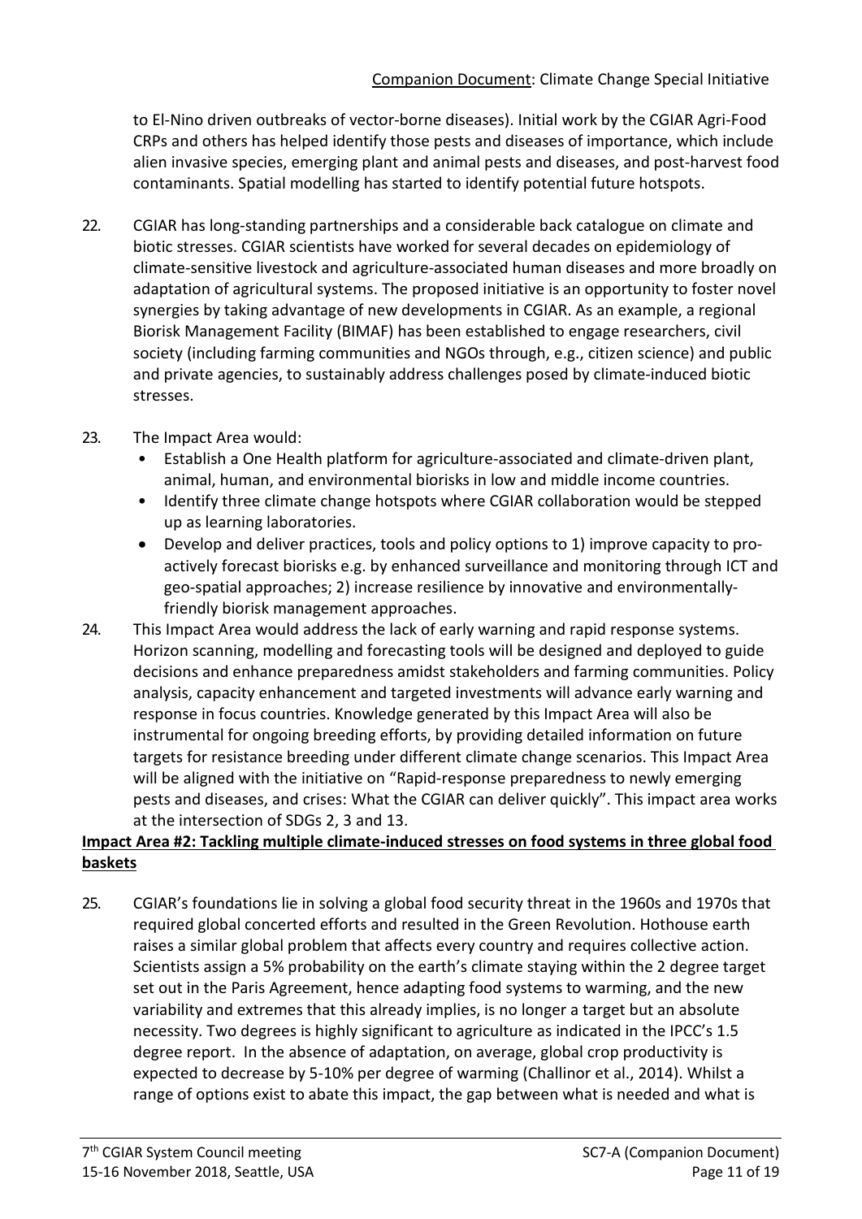to El-Nino driven outbreaks of vector-borne diseases). Initial work by the CGIAR Agri-Food CRPs and others has helped identify those pests and diseases of importance, which include alien invasive species, emerging plant and animal pests and diseases, and post-harvest food contaminants. Spatial modelling has started to identify potential future hotspots.

22. CGIAR has long-standing partnerships and a considerable back catalogue on climate and biotic stresses. CGIAR scientists have worked for several decades on epidemiology of climate-sensitive livestock and agriculture-associated human diseases and more broadly on adaptation of agricultural systems. The proposed initiative is an opportunity to foster novel synergies by taking advantage of new developments in CGIAR. As an example, a regional Biorisk Management Facility (BIMAF) has been established to engage researchers, civil society (including farming communities and NGOs through, e.g., citizen science) and public and private agencies, to sustainably address challenges posed by climate-induced biotic stresses.

23. The Impact Area would:
    - Establish a One Health platform for agriculture-associated and climate-driven plant, animal, human, and environmental biorisks in low and middle income countries.
    - Identify three climate change hotspots where CGIAR collaboration would be stepped up as learning laboratories.
    - Develop and deliver practices, tools and policy options to 1) improve capacity to pro-actively forecast biorisks e.g. by enhanced surveillance and monitoring through ICT and geo-spatial approaches; 2) increase resilience by innovative and environmentally-friendly biorisk management approaches.

24. This Impact Area would address the lack of early warning and rapid response systems. Horizon scanning, modelling and forecasting tools will be designed and deployed to guide decisions and enhance preparedness amidst stakeholders and farming communities. Policy analysis, capacity enhancement and targeted investments will advance early warning and response in focus countries. Knowledge generated by this Impact Area will also be instrumental for ongoing breeding efforts, by providing detailed information on future targets for resistance breeding under different climate change scenarios. This Impact Area will be aligned with the initiative on "Rapid-response preparedness to newly emerging pests and diseases, and crises: What the CGIAR can deliver quickly". This impact area works at the intersection of SDGs 2, 3 and 13.

**Impact Area #2: Tackling multiple climate-induced stresses on food systems in three global food baskets**

25. CGIAR's foundations lie in solving a global food security threat in the 1960s and 1970s that required global concerted efforts and resulted in the Green Revolution. Hothouse earth raises a similar global problem that affects every country and requires collective action. Scientists assign a 5% probability on the earth's climate staying within the 2 degree target set out in the Paris Agreement, hence adapting food systems to warming, and the new variability and extremes that this already implies, is no longer a target but an absolute necessity. Two degrees is highly significant to agriculture as indicated in the IPCC's 1.5 degree report. In the absence of adaptation, on average, global crop productivity is expected to decrease by 5-10% per degree of warming (Challinor et al., 2014). Whilst a range of options exist to abate this impact, the gap between what is needed and what is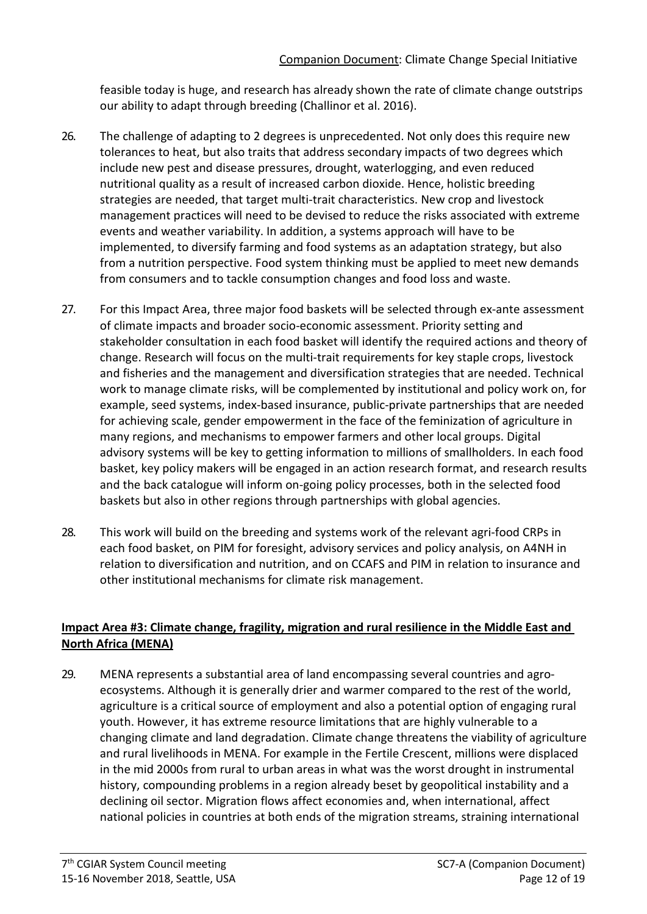feasible today is huge, and research has already shown the rate of climate change outstrips our ability to adapt through breeding (Challinor et al. 2016).

26. The challenge of adapting to 2 degrees is unprecedented. Not only does this require new tolerances to heat, but also traits that address secondary impacts of two degrees which include new pest and disease pressures, drought, waterlogging, and even reduced nutritional quality as a result of increased carbon dioxide. Hence, holistic breeding strategies are needed, that target multi-trait characteristics. New crop and livestock management practices will need to be devised to reduce the risks associated with extreme events and weather variability. In addition, a systems approach will have to be implemented, to diversify farming and food systems as an adaptation strategy, but also from a nutrition perspective. Food system thinking must be applied to meet new demands from consumers and to tackle consumption changes and food loss and waste.

27. For this Impact Area, three major food baskets will be selected through ex-ante assessment of climate impacts and broader socio-economic assessment. Priority setting and stakeholder consultation in each food basket will identify the required actions and theory of change. Research will focus on the multi-trait requirements for key staple crops, livestock and fisheries and the management and diversification strategies that are needed. Technical work to manage climate risks, will be complemented by institutional and policy work on, for example, seed systems, index-based insurance, public-private partnerships that are needed for achieving scale, gender empowerment in the face of the feminization of agriculture in many regions, and mechanisms to empower farmers and other local groups. Digital advisory systems will be key to getting information to millions of smallholders. In each food basket, key policy makers will be engaged in an action research format, and research results and the back catalogue will inform on-going policy processes, both in the selected food baskets but also in other regions through partnerships with global agencies.

28. This work will build on the breeding and systems work of the relevant agri-food CRPs in each food basket, on PIM for foresight, advisory services and policy analysis, on A4NH in relation to diversification and nutrition, and on CCAFS and PIM in relation to insurance and other institutional mechanisms for climate risk management.

**Impact Area #3: Climate change, fragility, migration and rural resilience in the Middle East and North Africa (MENA)**

29. MENA represents a substantial area of land encompassing several countries and agro-ecosystems. Although it is generally drier and warmer compared to the rest of the world, agriculture is a critical source of employment and also a potential option of engaging rural youth. However, it has extreme resource limitations that are highly vulnerable to a changing climate and land degradation. Climate change threatens the viability of agriculture and rural livelihoods in MENA. For example in the Fertile Crescent, millions were displaced in the mid 2000s from rural to urban areas in what was the worst drought in instrumental history, compounding problems in a region already beset by geopolitical instability and a declining oil sector. Migration flows affect economies and, when international, affect national policies in countries at both ends of the migration streams, straining international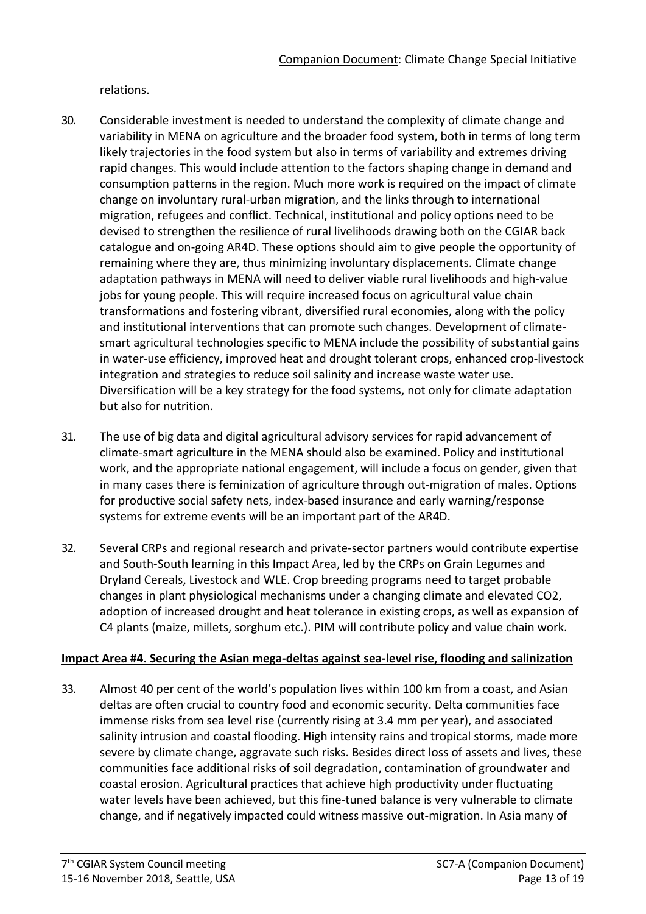relations.

30. Considerable investment is needed to understand the complexity of climate change and variability in MENA on agriculture and the broader food system, both in terms of long term likely trajectories in the food system but also in terms of variability and extremes driving rapid changes. This would include attention to the factors shaping change in demand and consumption patterns in the region. Much more work is required on the impact of climate change on involuntary rural-urban migration, and the links through to international migration, refugees and conflict. Technical, institutional and policy options need to be devised to strengthen the resilience of rural livelihoods drawing both on the CGIAR back catalogue and on-going AR4D. These options should aim to give people the opportunity of remaining where they are, thus minimizing involuntary displacements. Climate change adaptation pathways in MENA will need to deliver viable rural livelihoods and high-value jobs for young people. This will require increased focus on agricultural value chain transformations and fostering vibrant, diversified rural economies, along with the policy and institutional interventions that can promote such changes. Development of climate-smart agricultural technologies specific to MENA include the possibility of substantial gains in water-use efficiency, improved heat and drought tolerant crops, enhanced crop-livestock integration and strategies to reduce soil salinity and increase waste water use. Diversification will be a key strategy for the food systems, not only for climate adaptation but also for nutrition.

31. The use of big data and digital agricultural advisory services for rapid advancement of climate-smart agriculture in the MENA should also be examined. Policy and institutional work, and the appropriate national engagement, will include a focus on gender, given that in many cases there is feminization of agriculture through out-migration of males. Options for productive social safety nets, index-based insurance and early warning/response systems for extreme events will be an important part of the AR4D.

32. Several CRPs and regional research and private-sector partners would contribute expertise and South-South learning in this Impact Area, led by the CRPs on Grain Legumes and Dryland Cereals, Livestock and WLE. Crop breeding programs need to target probable changes in plant physiological mechanisms under a changing climate and elevated $CO_2$, adoption of increased drought and heat tolerance in existing crops, as well as expansion of C4 plants (maize, millets, sorghum etc.). PIM will contribute policy and value chain work.

**Impact Area #4. Securing the Asian mega-deltas against sea-level rise, flooding and salinization**

33. Almost 40 per cent of the world's population lives within 100 km from a coast, and Asian deltas are often crucial to country food and economic security. Delta communities face immense risks from sea level rise (currently rising at 3.4 mm per year), and associated salinity intrusion and coastal flooding. High intensity rains and tropical storms, made more severe by climate change, aggravate such risks. Besides direct loss of assets and lives, these communities face additional risks of soil degradation, contamination of groundwater and coastal erosion. Agricultural practices that achieve high productivity under fluctuating water levels have been achieved, but this fine-tuned balance is very vulnerable to climate change, and if negatively impacted could witness massive out-migration. In Asia many of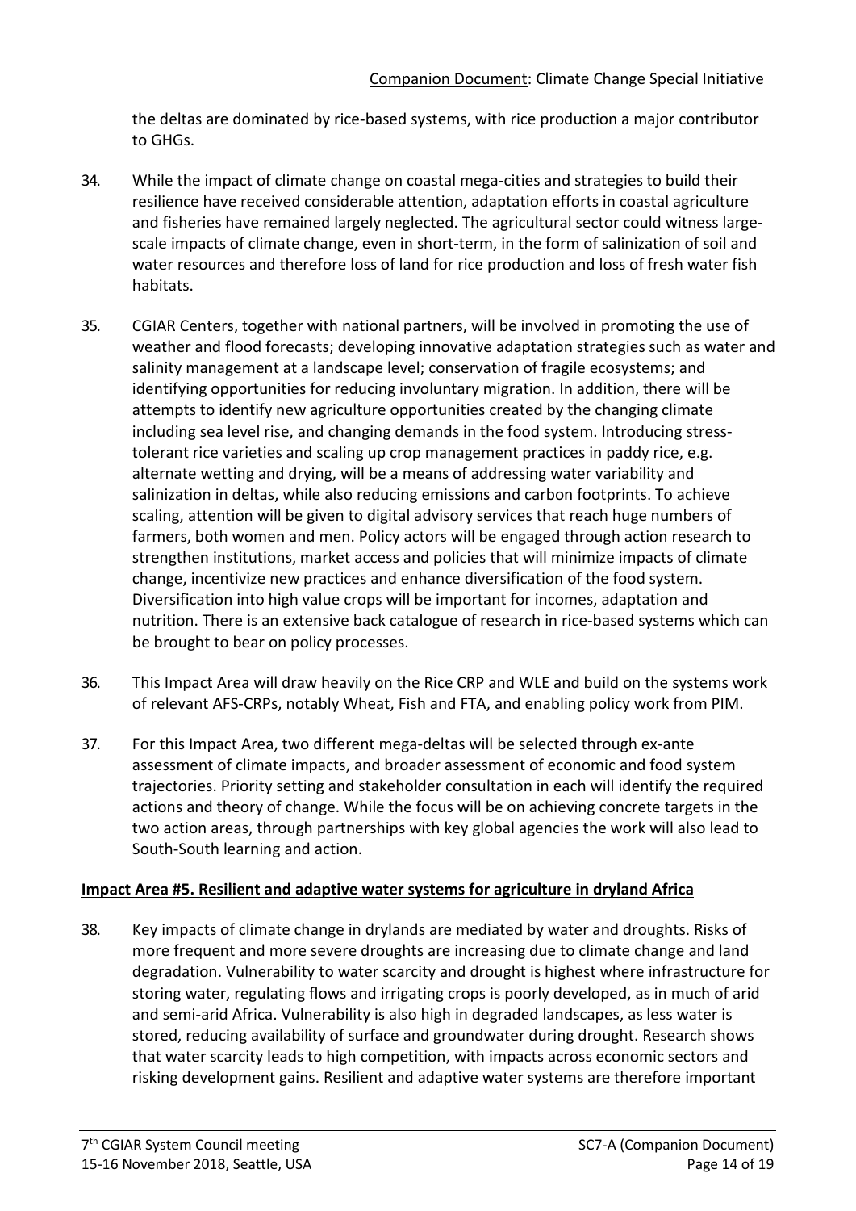the deltas are dominated by rice-based systems, with rice production a major contributor to GHGs.

34. While the impact of climate change on coastal mega-cities and strategies to build their resilience have received considerable attention, adaptation efforts in coastal agriculture and fisheries have remained largely neglected. The agricultural sector could witness large-scale impacts of climate change, even in short-term, in the form of salinization of soil and water resources and therefore loss of land for rice production and loss of fresh water fish habitats.

35. CGIAR Centers, together with national partners, will be involved in promoting the use of weather and flood forecasts; developing innovative adaptation strategies such as water and salinity management at a landscape level; conservation of fragile ecosystems; and identifying opportunities for reducing involuntary migration. In addition, there will be attempts to identify new agriculture opportunities created by the changing climate including sea level rise, and changing demands in the food system. Introducing stress-tolerant rice varieties and scaling up crop management practices in paddy rice, e.g. alternate wetting and drying, will be a means of addressing water variability and salinization in deltas, while also reducing emissions and carbon footprints. To achieve scaling, attention will be given to digital advisory services that reach huge numbers of farmers, both women and men. Policy actors will be engaged through action research to strengthen institutions, market access and policies that will minimize impacts of climate change, incentivize new practices and enhance diversification of the food system. Diversification into high value crops will be important for incomes, adaptation and nutrition. There is an extensive back catalogue of research in rice-based systems which can be brought to bear on policy processes.

36. This Impact Area will draw heavily on the Rice CRP and WLE and build on the systems work of relevant AFS-CRPs, notably Wheat, Fish and FTA, and enabling policy work from PIM.

37. For this Impact Area, two different mega-deltas will be selected through ex-ante assessment of climate impacts, and broader assessment of economic and food system trajectories. Priority setting and stakeholder consultation in each will identify the required actions and theory of change. While the focus will be on achieving concrete targets in the two action areas, through partnerships with key global agencies the work will also lead to South-South learning and action.

**Impact Area #5. Resilient and adaptive water systems for agriculture in dryland Africa**

38. Key impacts of climate change in drylands are mediated by water and droughts. Risks of more frequent and more severe droughts are increasing due to climate change and land degradation. Vulnerability to water scarcity and drought is highest where infrastructure for storing water, regulating flows and irrigating crops is poorly developed, as in much of arid and semi-arid Africa. Vulnerability is also high in degraded landscapes, as less water is stored, reducing availability of surface and groundwater during drought. Research shows that water scarcity leads to high competition, with impacts across economic sectors and risking development gains. Resilient and adaptive water systems are therefore important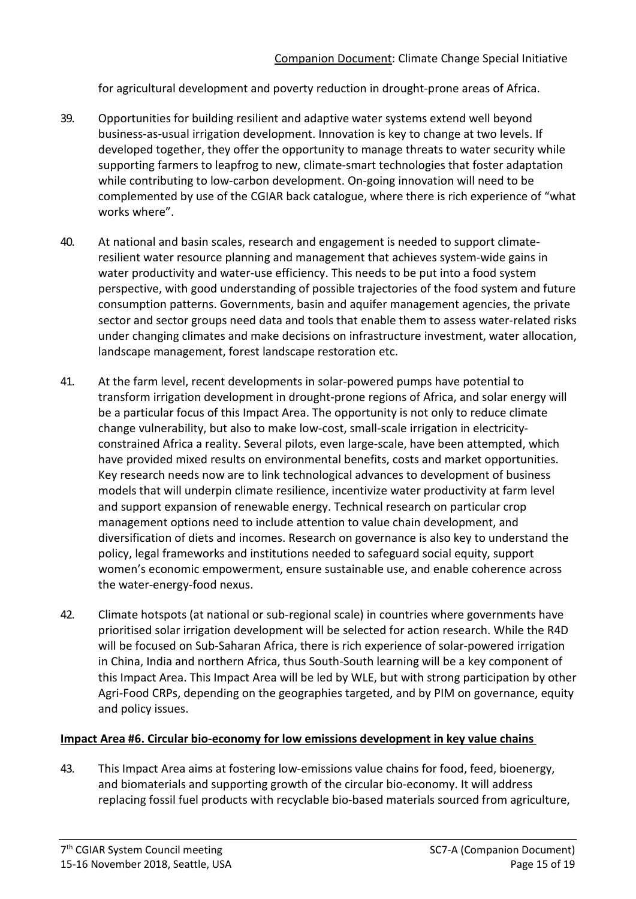for agricultural development and poverty reduction in drought-prone areas of Africa.

39. Opportunities for building resilient and adaptive water systems extend well beyond business-as-usual irrigation development. Innovation is key to change at two levels. If developed together, they offer the opportunity to manage threats to water security while supporting farmers to leapfrog to new, climate-smart technologies that foster adaptation while contributing to low-carbon development. On-going innovation will need to be complemented by use of the CGIAR back catalogue, where there is rich experience of "what works where".

40. At national and basin scales, research and engagement is needed to support climate-resilient water resource planning and management that achieves system-wide gains in water productivity and water-use efficiency. This needs to be put into a food system perspective, with good understanding of possible trajectories of the food system and future consumption patterns. Governments, basin and aquifer management agencies, the private sector and sector groups need data and tools that enable them to assess water-related risks under changing climates and make decisions on infrastructure investment, water allocation, landscape management, forest landscape restoration etc.

41. At the farm level, recent developments in solar-powered pumps have potential to transform irrigation development in drought-prone regions of Africa, and solar energy will be a particular focus of this Impact Area. The opportunity is not only to reduce climate change vulnerability, but also to make low-cost, small-scale irrigation in electricity-constrained Africa a reality. Several pilots, even large-scale, have been attempted, which have provided mixed results on environmental benefits, costs and market opportunities. Key research needs now are to link technological advances to development of business models that will underpin climate resilience, incentivize water productivity at farm level and support expansion of renewable energy. Technical research on particular crop management options need to include attention to value chain development, and diversification of diets and incomes. Research on governance is also key to understand the policy, legal frameworks and institutions needed to safeguard social equity, support women's economic empowerment, ensure sustainable use, and enable coherence across the water-energy-food nexus.

42. Climate hotspots (at national or sub-regional scale) in countries where governments have prioritised solar irrigation development will be selected for action research. While the R4D will be focused on Sub-Saharan Africa, there is rich experience of solar-powered irrigation in China, India and northern Africa, thus South-South learning will be a key component of this Impact Area. This Impact Area will be led by WLE, but with strong participation by other Agri-Food CRPs, depending on the geographies targeted, and by PIM on governance, equity and policy issues.

**Impact Area #6. Circular bio-economy for low emissions development in key value chains**

43. This Impact Area aims at fostering low-emissions value chains for food, feed, bioenergy, and biomaterials and supporting growth of the circular bio-economy. It will address replacing fossil fuel products with recyclable bio-based materials sourced from agriculture,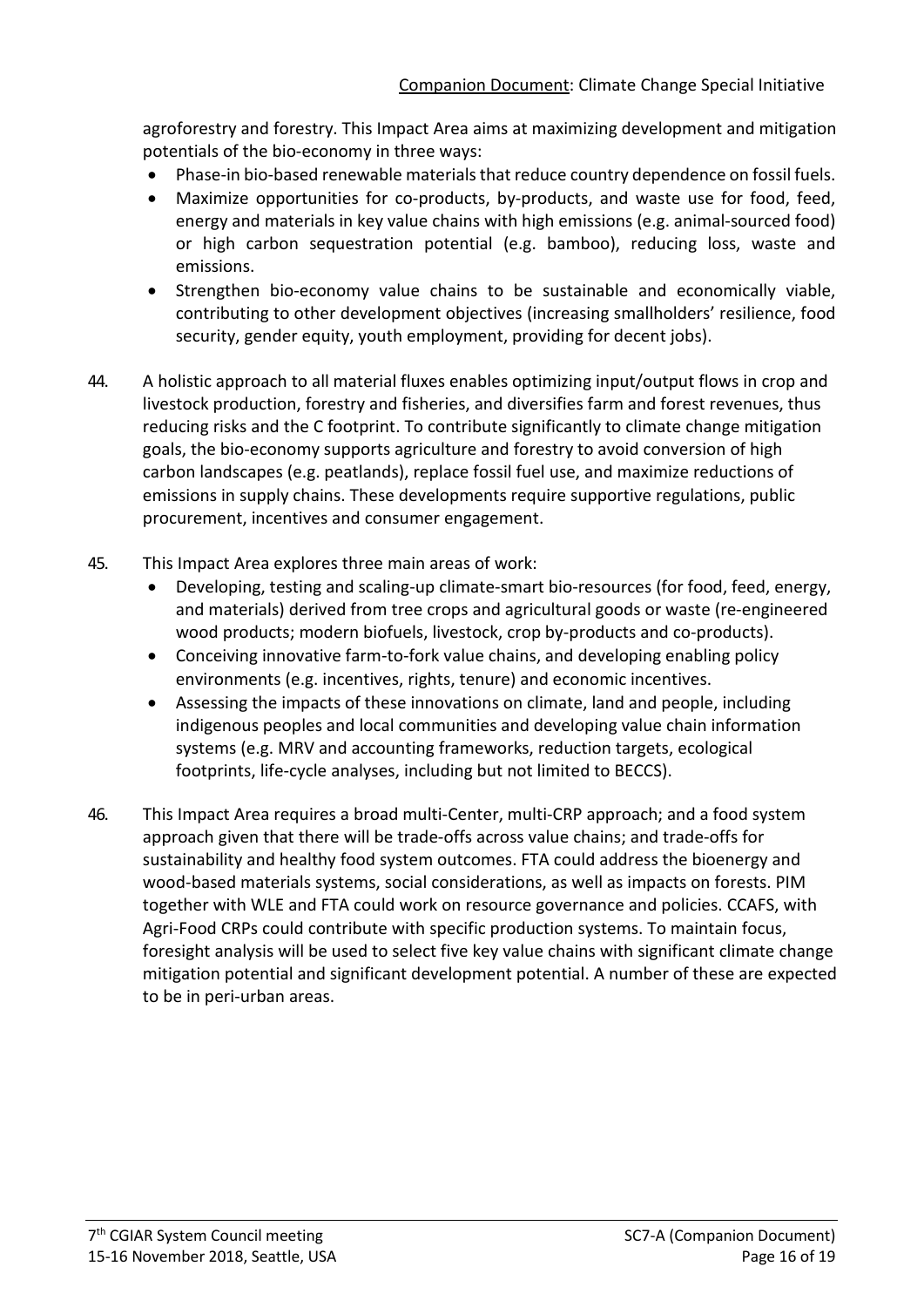agroforestry and forestry. This Impact Area aims at maximizing development and mitigation potentials of the bio-economy in three ways:

- Phase-in bio-based renewable materials that reduce country dependence on fossil fuels.
- Maximize opportunities for co-products, by-products, and waste use for food, feed, energy and materials in key value chains with high emissions (e.g. animal-sourced food) or high carbon sequestration potential (e.g. bamboo), reducing loss, waste and emissions.
- Strengthen bio-economy value chains to be sustainable and economically viable, contributing to other development objectives (increasing smallholders' resilience, food security, gender equity, youth employment, providing for decent jobs).

44. A holistic approach to all material fluxes enables optimizing input/output flows in crop and livestock production, forestry and fisheries, and diversifies farm and forest revenues, thus reducing risks and the C footprint. To contribute significantly to climate change mitigation goals, the bio-economy supports agriculture and forestry to avoid conversion of high carbon landscapes (e.g. peatlands), replace fossil fuel use, and maximize reductions of emissions in supply chains. These developments require supportive regulations, public procurement, incentives and consumer engagement.

45. This Impact Area explores three main areas of work:
    - Developing, testing and scaling-up climate-smart bio-resources (for food, feed, energy, and materials) derived from tree crops and agricultural goods or waste (re-engineered wood products; modern biofuels, livestock, crop by-products and co-products).
    - Conceiving innovative farm-to-fork value chains, and developing enabling policy environments (e.g. incentives, rights, tenure) and economic incentives.
    - Assessing the impacts of these innovations on climate, land and people, including indigenous peoples and local communities and developing value chain information systems (e.g. MRV and accounting frameworks, reduction targets, ecological footprints, life-cycle analyses, including but not limited to BECCS).

46. This Impact Area requires a broad multi-Center, multi-CRP approach; and a food system approach given that there will be trade-offs across value chains; and trade-offs for sustainability and healthy food system outcomes. FTA could address the bioenergy and wood-based materials systems, social considerations, as well as impacts on forests. PIM together with WLE and FTA could work on resource governance and policies. CCAFS, with Agri-Food CRPs could contribute with specific production systems. To maintain focus, foresight analysis will be used to select five key value chains with significant climate change mitigation potential and significant development potential. A number of these are expected to be in peri-urban areas.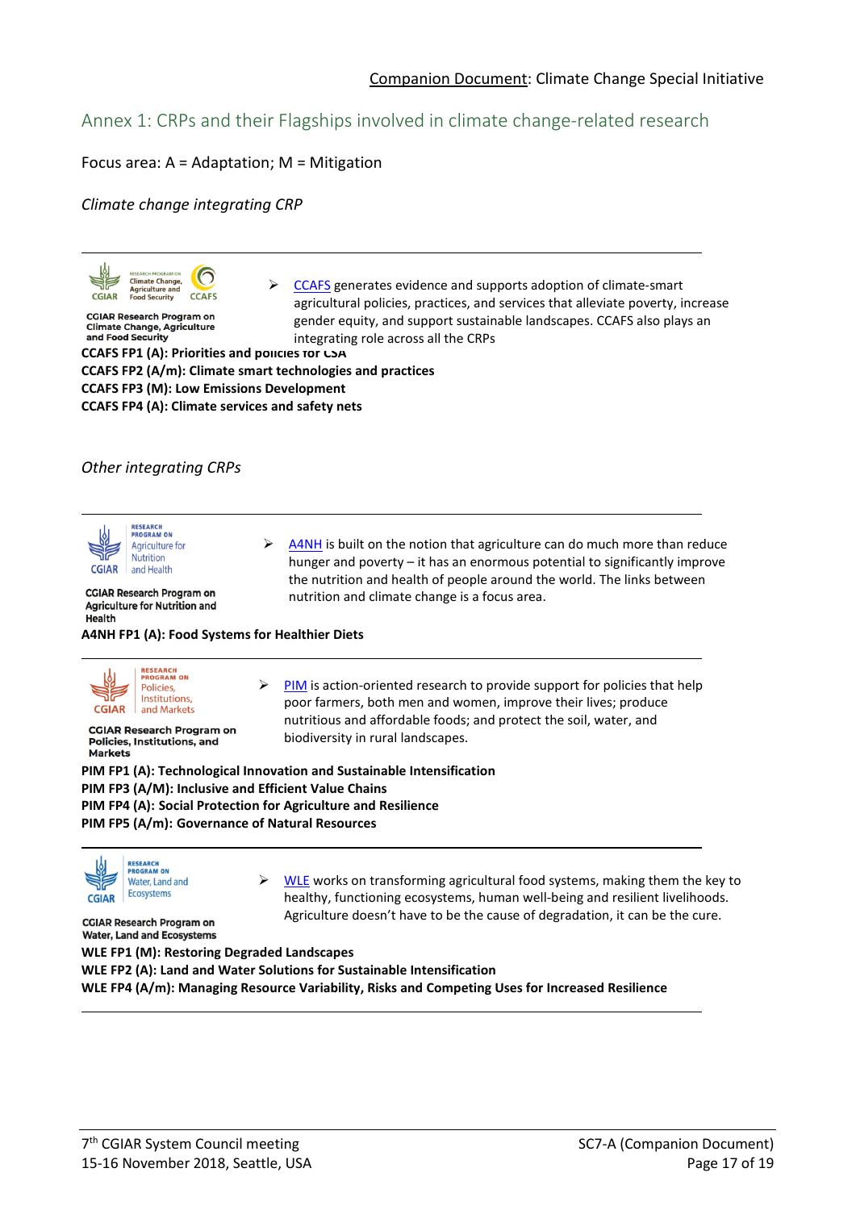## Annex 1: CRPs and their Flagships involved in climate change-related research

Focus area: A = Adaptation; M = Mitigation

*Climate change integrating CRP*

CGIAR Research Program on Climate Change, Agriculture and Food Security

- CCAFS generates evidence and supports adoption of climate-smart agricultural policies, practices, and services that alleviate poverty, increase gender equity, and support sustainable landscapes. CCAFS also plays an integrating role across all the CRPs

**CCAFS FP1 (A): Priorities and policies for CSA**
**CCAFS FP2 (A/m): Climate smart technologies and practices**
**CCAFS FP3 (M): Low Emissions Development**
**CCAFS FP4 (A): Climate services and safety nets**

*Other integrating CRPs*

CGIAR Research Program on Agriculture for Nutrition and Health

- A4NH is built on the notion that agriculture can do much more than reduce hunger and poverty – it has an enormous potential to significantly improve the nutrition and health of people around the world. The links between nutrition and climate change is a focus area.

**A4NH FP1 (A): Food Systems for Healthier Diets**

CGIAR Research Program on Policies, Institutions, and Markets

- PIM is action-oriented research to provide support for policies that help poor farmers, both men and women, improve their lives; produce nutritious and affordable foods; and protect the soil, water, and biodiversity in rural landscapes.

**PIM FP1 (A): Technological Innovation and Sustainable Intensification**
**PIM FP3 (A/M): Inclusive and Efficient Value Chains**
**PIM FP4 (A): Social Protection for Agriculture and Resilience**
**PIM FP5 (A/m): Governance of Natural Resources**

CGIAR Research Program on Water, Land and Ecosystems

- WLE works on transforming agricultural food systems, making them the key to healthy, functioning ecosystems, human well-being and resilient livelihoods. Agriculture doesn't have to be the cause of degradation, it can be the cure.

**WLE FP1 (M): Restoring Degraded Landscapes**
**WLE FP2 (A): Land and Water Solutions for Sustainable Intensification**
**WLE FP4 (A/m): Managing Resource Variability, Risks and Competing Uses for Increased Resilience**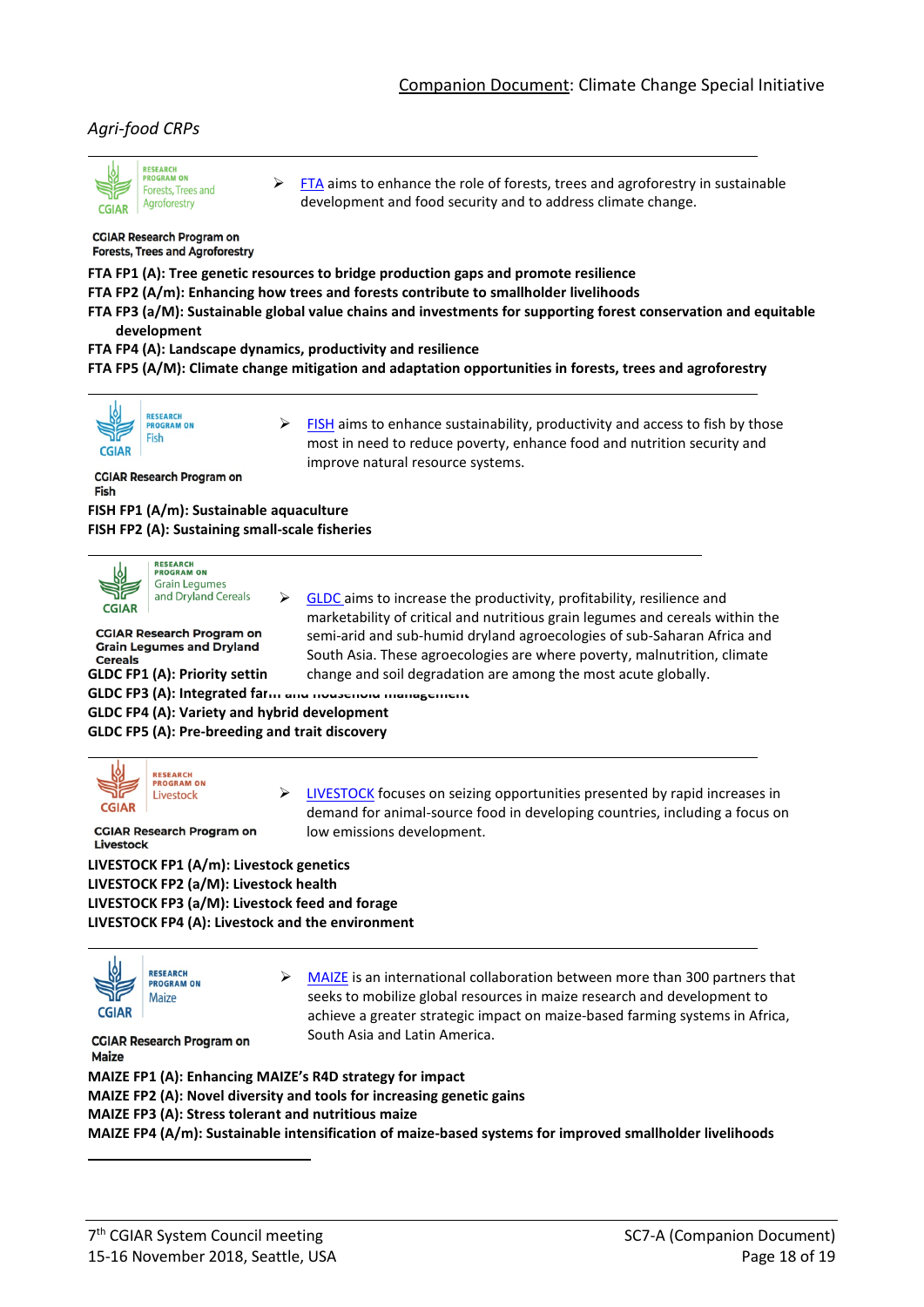*Agri-food CRPs*

CGIAR Research Program on Forests, Trees and Agroforestry

- FTA aims to enhance the role of forests, trees and agroforestry in sustainable development and food security and to address climate change.

**FTA FP1 (A): Tree genetic resources to bridge production gaps and promote resilience**
**FTA FP2 (A/m): Enhancing how trees and forests contribute to smallholder livelihoods**
**FTA FP3 (a/M): Sustainable global value chains and investments for supporting forest conservation and equitable development**
**FTA FP4 (A): Landscape dynamics, productivity and resilience**
**FTA FP5 (A/M): Climate change mitigation and adaptation opportunities in forests, trees and agroforestry**

CGIAR Research Program on Fish

- FISH aims to enhance sustainability, productivity and access to fish by those most in need to reduce poverty, enhance food and nutrition security and improve natural resource systems.

**FISH FP1 (A/m): Sustainable aquaculture**
**FISH FP2 (A): Sustaining small-scale fisheries**

CGIAR Research Program on Grain Legumes and Dryland Cereals

- GLDC aims to increase the productivity, profitability, resilience and marketability of critical and nutritious grain legumes and cereals within the semi-arid and sub-humid dryland agroecologies of sub-Saharan Africa and South Asia. These agroecologies are where poverty, malnutrition, climate change and soil degradation are among the most acute globally.

**GLDC FP1 (A): Priority settin**
**GLDC FP3 (A): Integrated farm and household management**
**GLDC FP4 (A): Variety and hybrid development**
**GLDC FP5 (A): Pre-breeding and trait discovery**

CGIAR Research Program on Livestock

- LIVESTOCK focuses on seizing opportunities presented by rapid increases in demand for animal-source food in developing countries, including a focus on low emissions development.

**LIVESTOCK FP1 (A/m): Livestock genetics**
**LIVESTOCK FP2 (a/M): Livestock health**
**LIVESTOCK FP3 (a/M): Livestock feed and forage**
**LIVESTOCK FP4 (A): Livestock and the environment**

CGIAR Research Program on Maize

- MAIZE is an international collaboration between more than 300 partners that seeks to mobilize global resources in maize research and development to achieve a greater strategic impact on maize-based farming systems in Africa, South Asia and Latin America.

**MAIZE FP1 (A): Enhancing MAIZE's R4D strategy for impact**
**MAIZE FP2 (A): Novel diversity and tools for increasing genetic gains**
**MAIZE FP3 (A): Stress tolerant and nutritious maize**
**MAIZE FP4 (A/m): Sustainable intensification of maize-based systems for improved smallholder livelihoods**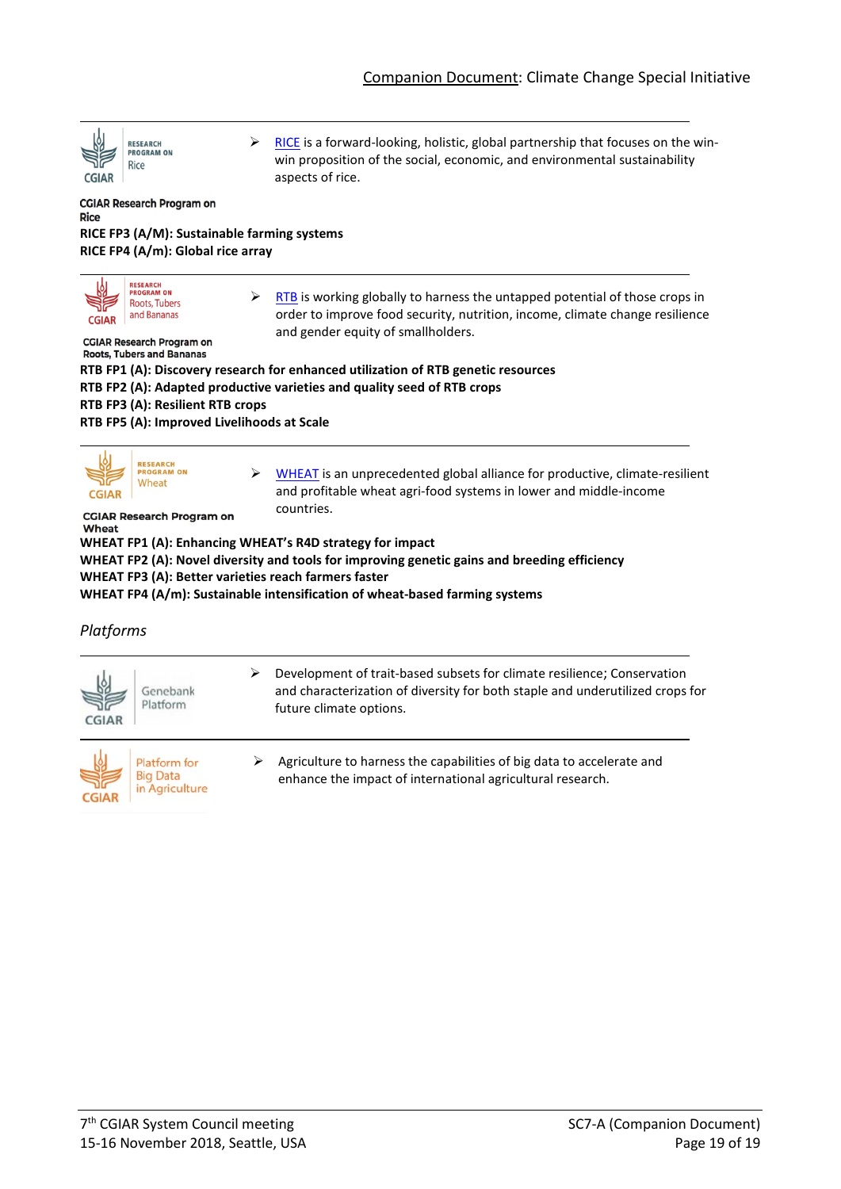CGIAR Research Program on Rice

- RICE is a forward-looking, holistic, global partnership that focuses on the win-win proposition of the social, economic, and environmental sustainability aspects of rice.

**RICE FP3 (A/M): Sustainable farming systems**
**RICE FP4 (A/m): Global rice array**

CGIAR Research Program on Roots, Tubers and Bananas

- RTB is working globally to harness the untapped potential of those crops in order to improve food security, nutrition, income, climate change resilience and gender equity of smallholders.

**RTB FP1 (A): Discovery research for enhanced utilization of RTB genetic resources**
**RTB FP2 (A): Adapted productive varieties and quality seed of RTB crops**
**RTB FP3 (A): Resilient RTB crops**
**RTB FP5 (A): Improved Livelihoods at Scale**

CGIAR Research Program on Wheat

- WHEAT is an unprecedented global alliance for productive, climate-resilient and profitable wheat agri-food systems in lower and middle-income countries.

**WHEAT FP1 (A): Enhancing WHEAT's R4D strategy for impact**
**WHEAT FP2 (A): Novel diversity and tools for improving genetic gains and breeding efficiency**
**WHEAT FP3 (A): Better varieties reach farmers faster**
**WHEAT FP4 (A/m): Sustainable intensification of wheat-based farming systems**

*Platforms*

Genebank Platform

- Development of trait-based subsets for climate resilience; Conservation and characterization of diversity for both staple and underutilized crops for future climate options.

Platform for Big Data in Agriculture

- Agriculture to harness the capabilities of big data to accelerate and enhance the impact of international agricultural research.